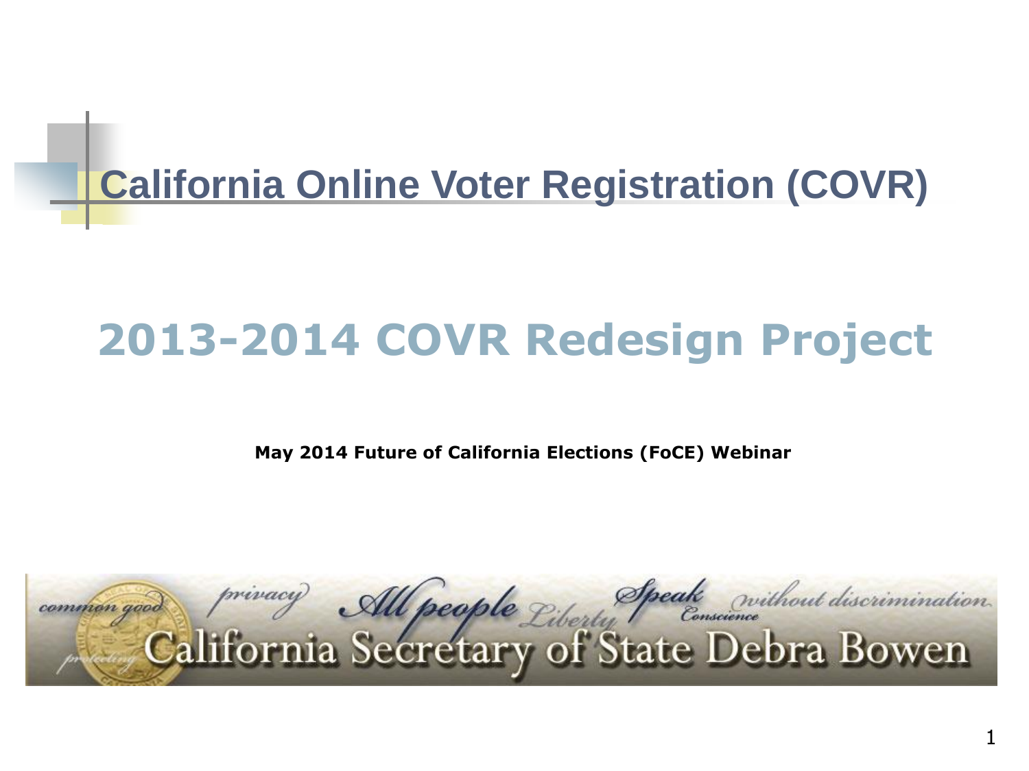# California Online Voter Registration (COVR)

## 2013-2014 COVR Redesign Project

**May 2014 Future of California Elections (FoCE) Webinar**

common good privacy All people Liberty Speak Conscience without discrimination protecting

California Secretary of State Debra Bowen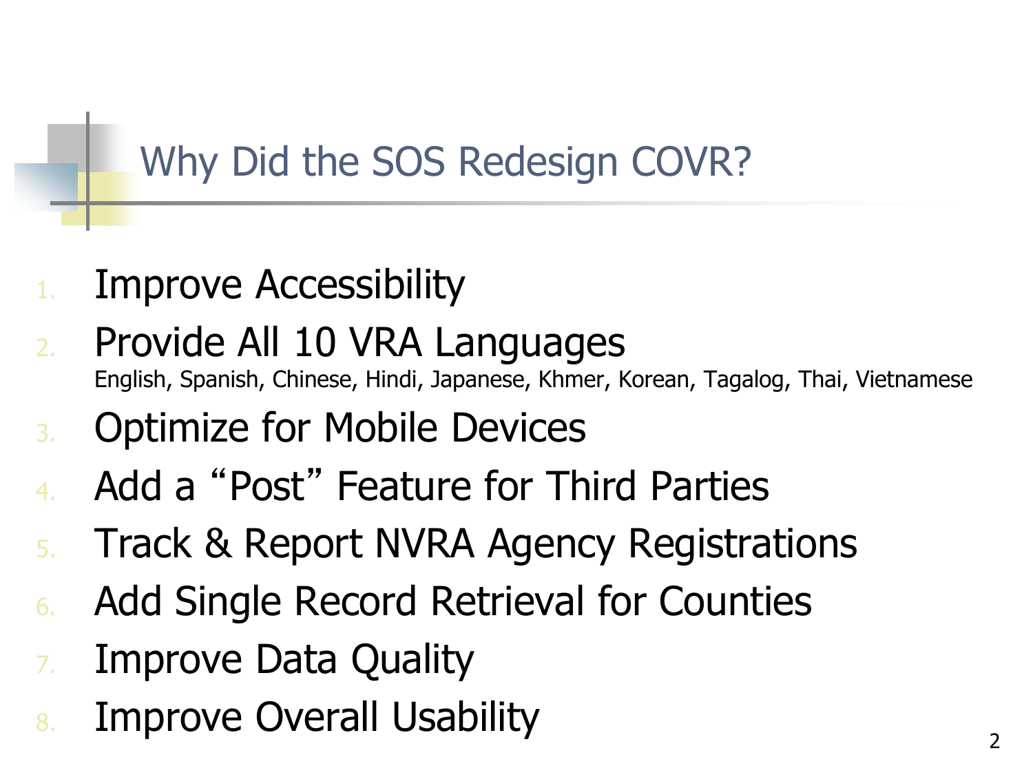# Why Did the SOS Redesign COVR?

1. Improve Accessibility
2. Provide All 10 VRA Languages
   English, Spanish, Chinese, Hindi, Japanese, Khmer, Korean, Tagalog, Thai, Vietnamese
3. Optimize for Mobile Devices
4. Add a “Post” Feature for Third Parties
5. Track & Report NVRA Agency Registrations
6. Add Single Record Retrieval for Counties
7. Improve Data Quality
8. Improve Overall Usability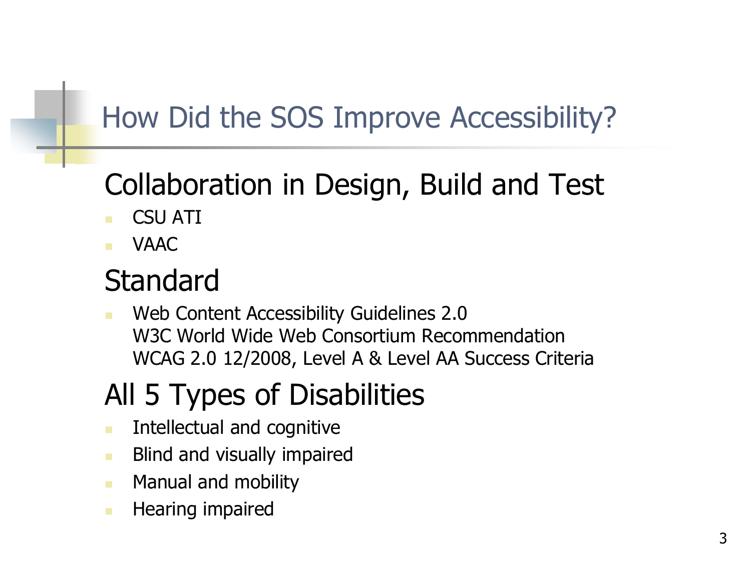# How Did the SOS Improve Accessibility?

## Collaboration in Design, Build and Test

- CSU ATI
- VAAC

## Standard

- Web Content Accessibility Guidelines 2.0
  W3C World Wide Web Consortium Recommendation
  WCAG 2.0 12/2008, Level A & Level AA Success Criteria

## All 5 Types of Disabilities

- Intellectual and cognitive
- Blind and visually impaired
- Manual and mobility
- Hearing impaired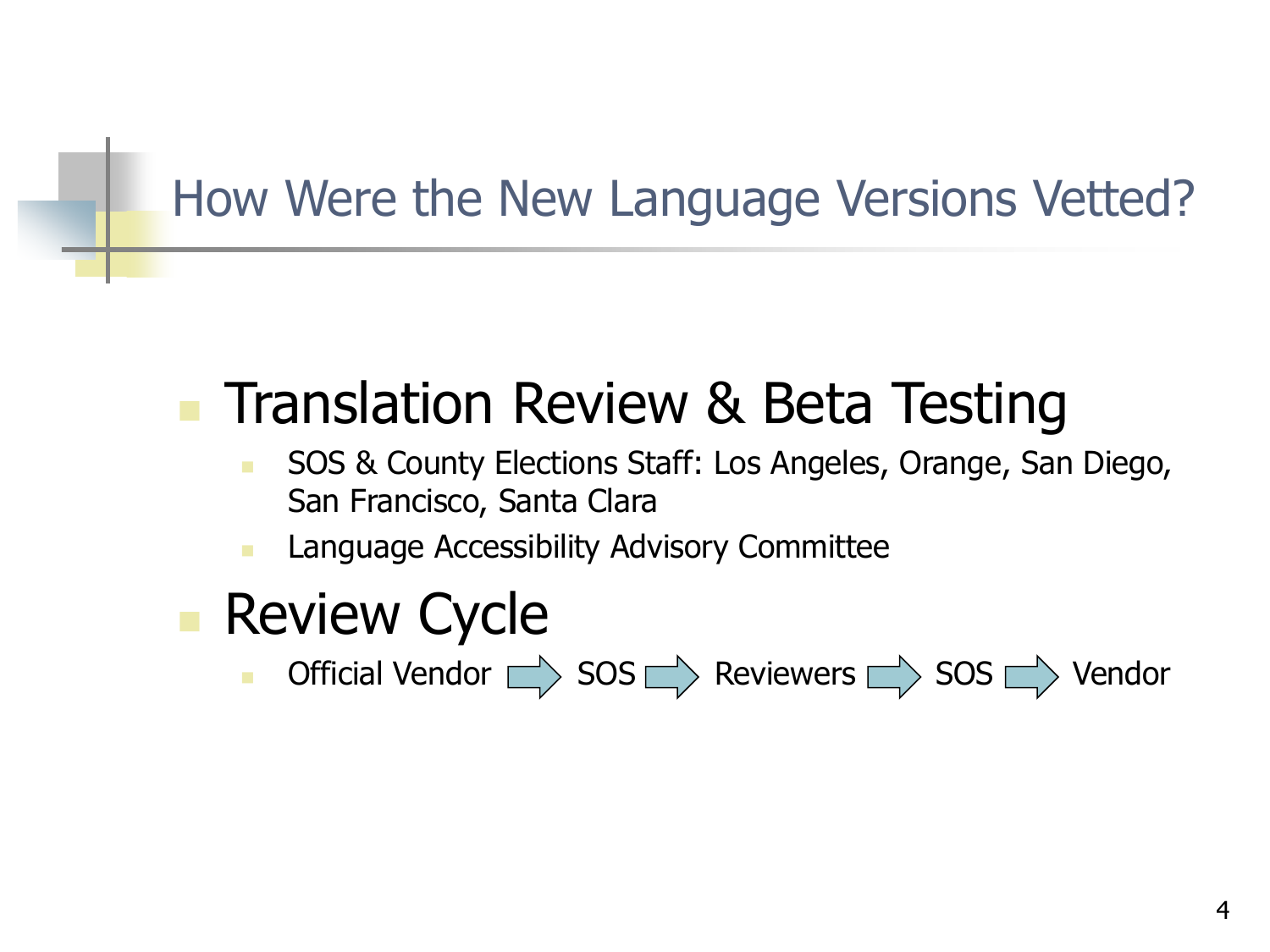# How Were the New Language Versions Vetted?

- Translation Review & Beta Testing
  - SOS & County Elections Staff: Los Angeles, Orange, San Diego, San Francisco, Santa Clara
  - Language Accessibility Advisory Committee
- Review Cycle
  - Official Vendor → SOS → Reviewers → SOS → Vendor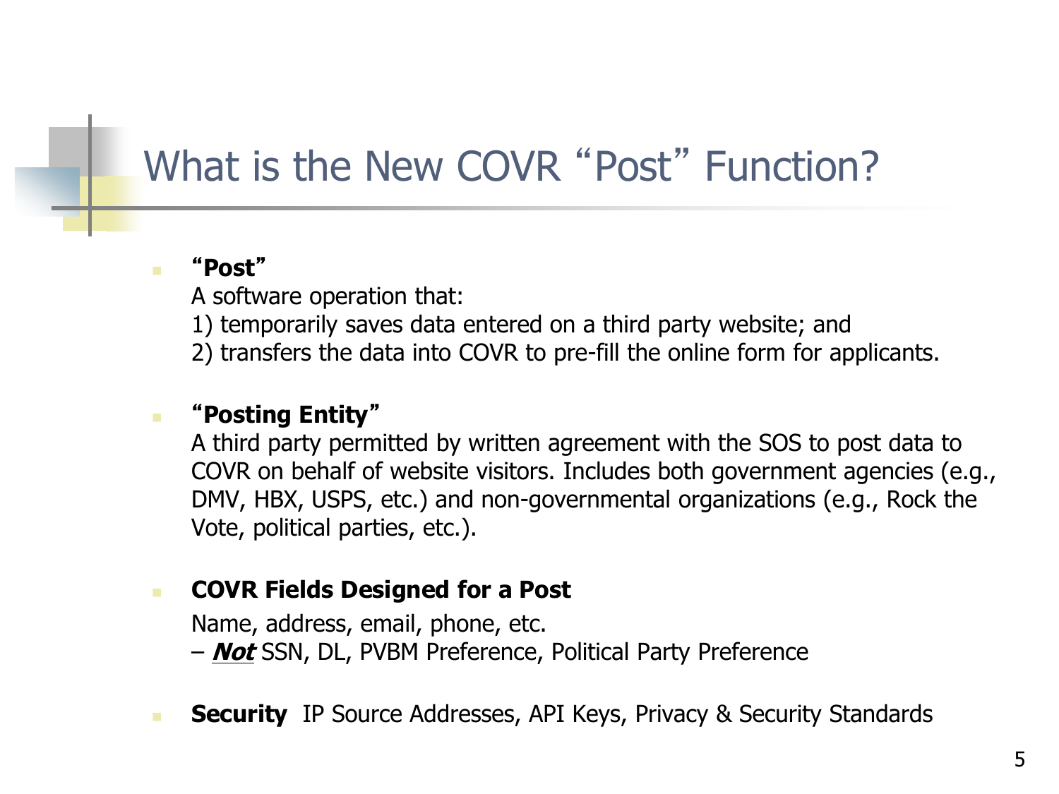# What is the New COVR "Post" Function?

- **"Post"**
  A software operation that:
  1) temporarily saves data entered on a third party website; and
  2) transfers the data into COVR to pre-fill the online form for applicants.

- **"Posting Entity"**
  A third party permitted by written agreement with the SOS to post data to COVR on behalf of website visitors. Includes both government agencies (e.g., DMV, HBX, USPS, etc.) and non-governmental organizations (e.g., Rock the Vote, political parties, etc.).

- **COVR Fields Designed for a Post**
  Name, address, email, phone, etc.
  – ***<u>Not</u>*** SSN, DL, PVBM Preference, Political Party Preference

- **Security** IP Source Addresses, API Keys, Privacy & Security Standards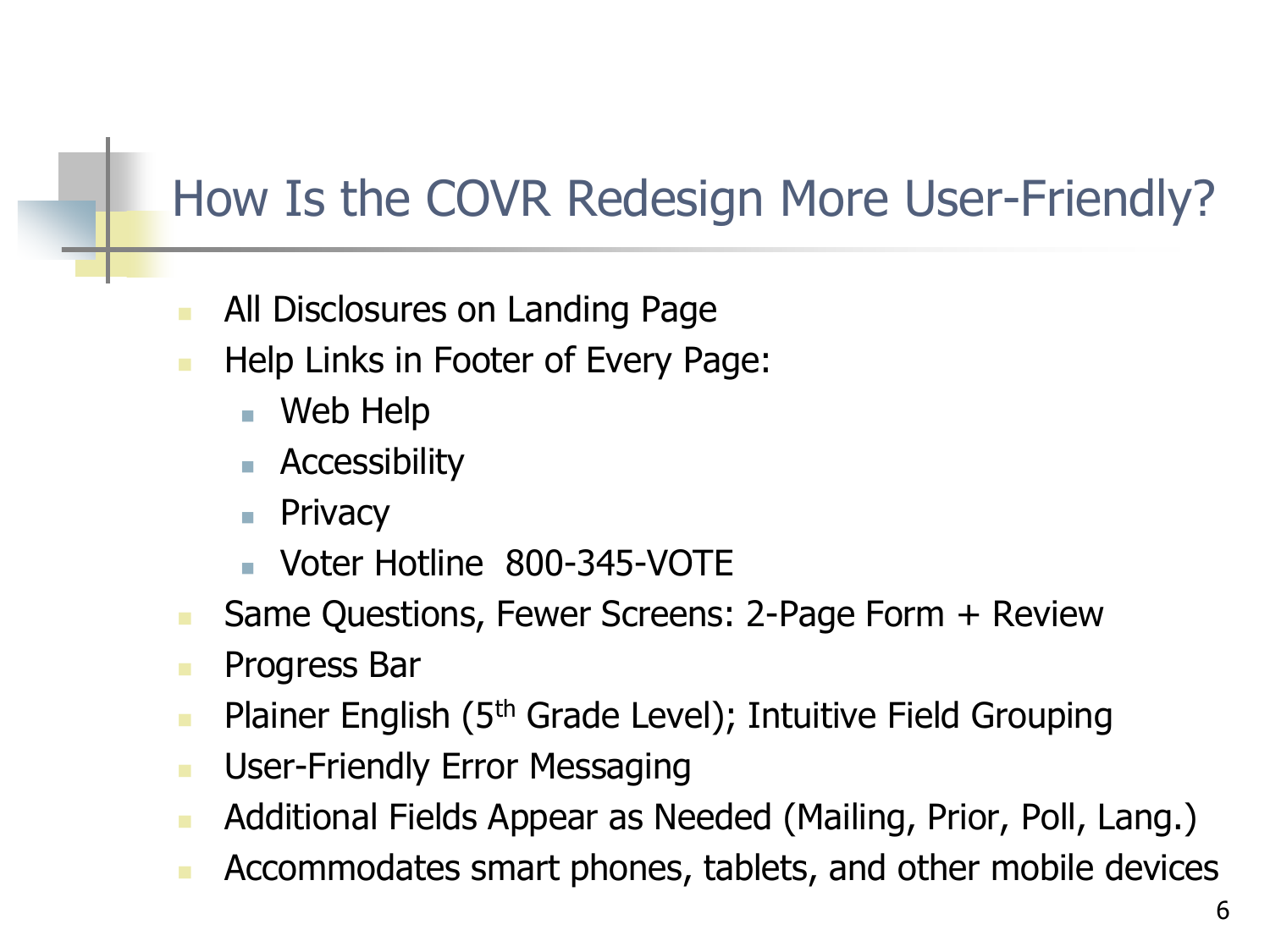# How Is the COVR Redesign More User-Friendly?

- All Disclosures on Landing Page
- Help Links in Footer of Every Page:
  - Web Help
  - Accessibility
  - Privacy
  - Voter Hotline  800-345-VOTE
- Same Questions, Fewer Screens: 2-Page Form + Review
- Progress Bar
- Plainer English (5th Grade Level); Intuitive Field Grouping
- User-Friendly Error Messaging
- Additional Fields Appear as Needed (Mailing, Prior, Poll, Lang.)
- Accommodates smart phones, tablets, and other mobile devices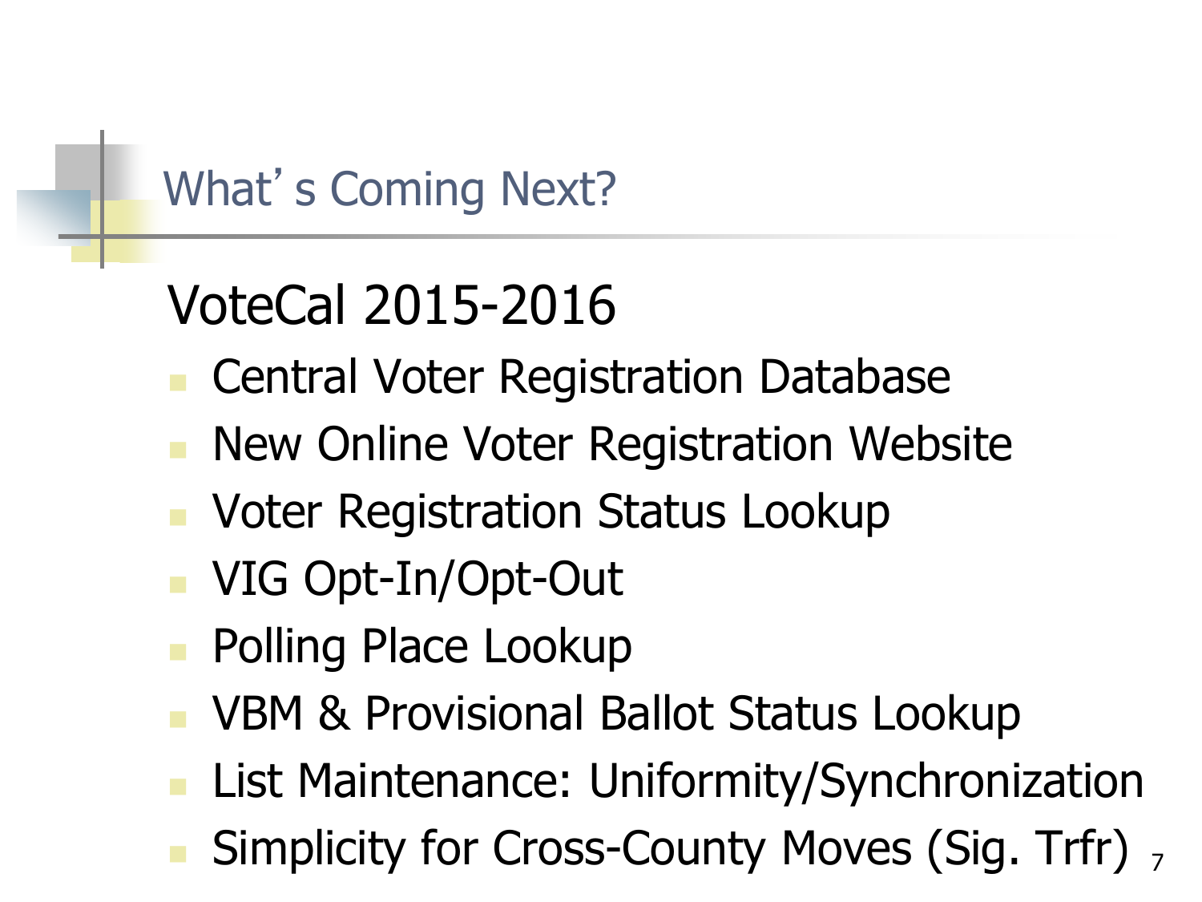# What's Coming Next?

## VoteCal 2015-2016

- Central Voter Registration Database
- New Online Voter Registration Website
- Voter Registration Status Lookup
- VIG Opt-In/Opt-Out
- Polling Place Lookup
- VBM & Provisional Ballot Status Lookup
- List Maintenance: Uniformity/Synchronization
- Simplicity for Cross-County Moves (Sig. Trfr)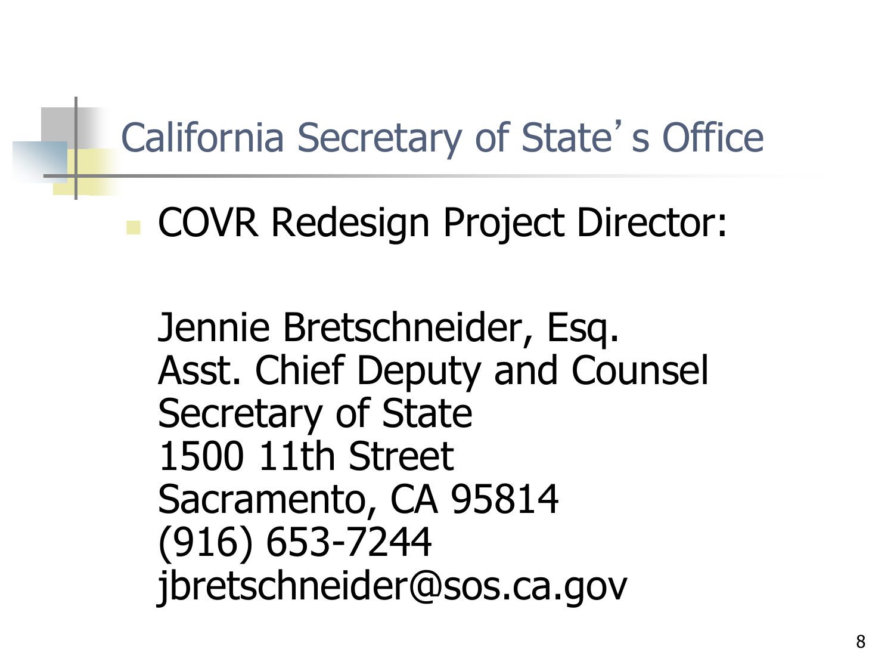# California Secretary of State's Office

- COVR Redesign Project Director:

  Jennie Bretschneider, Esq.
  Asst. Chief Deputy and Counsel
  Secretary of State
  1500 11th Street
  Sacramento, CA 95814
  (916) 653-7244
  jbretschneider@sos.ca.gov